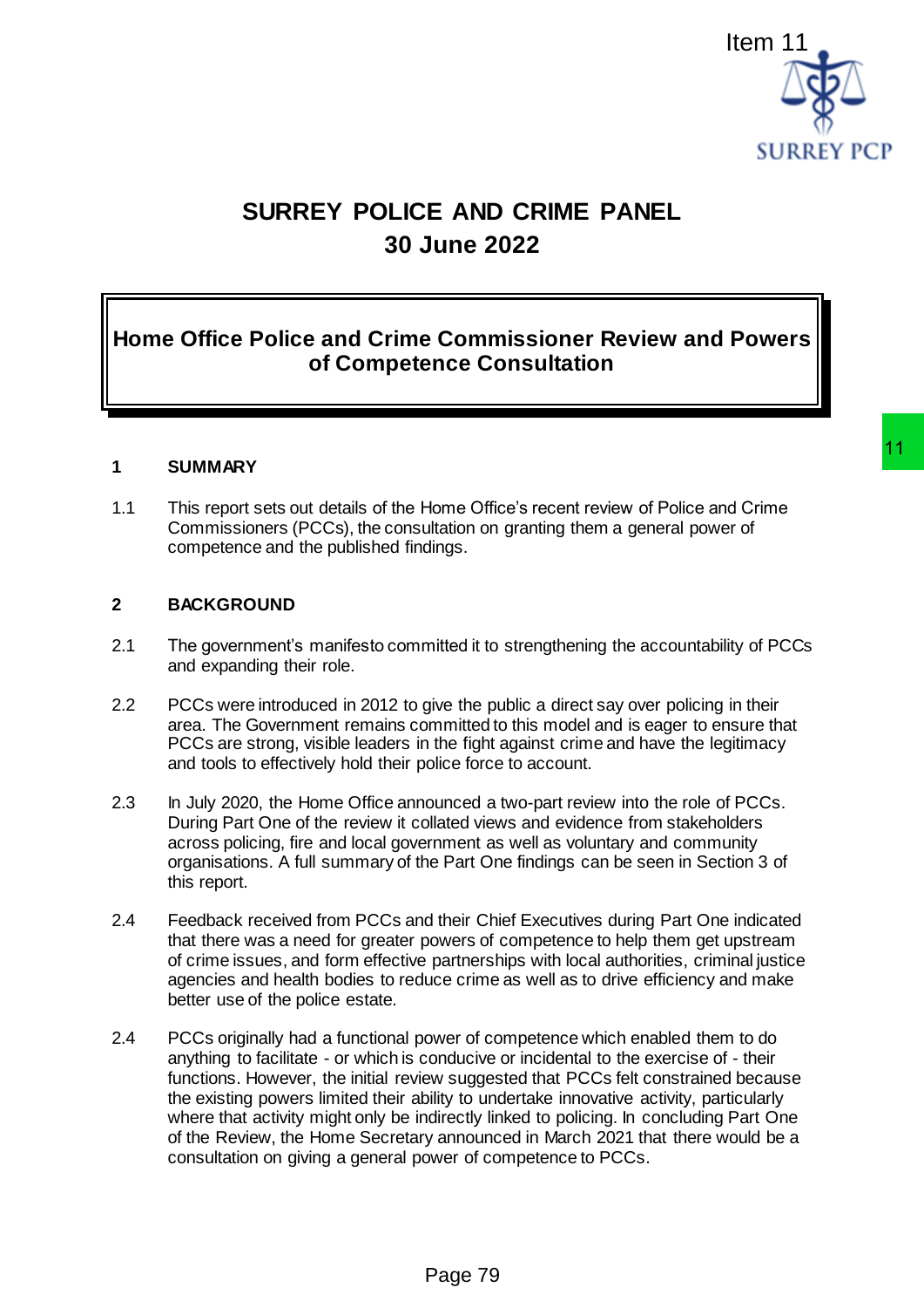Item 11

SURREY PCP

# SURREY POLICE AND CRIME PANEL
# 30 June 2022

## Home Office Police and Crime Commissioner Review and Powers of Competence Consultation

### 1 SUMMARY

1.1 This report sets out details of the Home Office's recent review of Police and Crime Commissioners (PCCs), the consultation on granting them a general power of competence and the published findings.

### 2 BACKGROUND

2.1 The government's manifesto committed it to strengthening the accountability of PCCs and expanding their role.

2.2 PCCs were introduced in 2012 to give the public a direct say over policing in their area. The Government remains committed to this model and is eager to ensure that PCCs are strong, visible leaders in the fight against crime and have the legitimacy and tools to effectively hold their police force to account.

2.3 In July 2020, the Home Office announced a two-part review into the role of PCCs. During Part One of the review it collated views and evidence from stakeholders across policing, fire and local government as well as voluntary and community organisations. A full summary of the Part One findings can be seen in Section 3 of this report.

2.4 Feedback received from PCCs and their Chief Executives during Part One indicated that there was a need for greater powers of competence to help them get upstream of crime issues, and form effective partnerships with local authorities, criminal justice agencies and health bodies to reduce crime as well as to drive efficiency and make better use of the police estate.

2.4 PCCs originally had a functional power of competence which enabled them to do anything to facilitate - or which is conducive or incidental to the exercise of - their functions. However, the initial review suggested that PCCs felt constrained because the existing powers limited their ability to undertake innovative activity, particularly where that activity might only be indirectly linked to policing. In concluding Part One of the Review, the Home Secretary announced in March 2021 that there would be a consultation on giving a general power of competence to PCCs.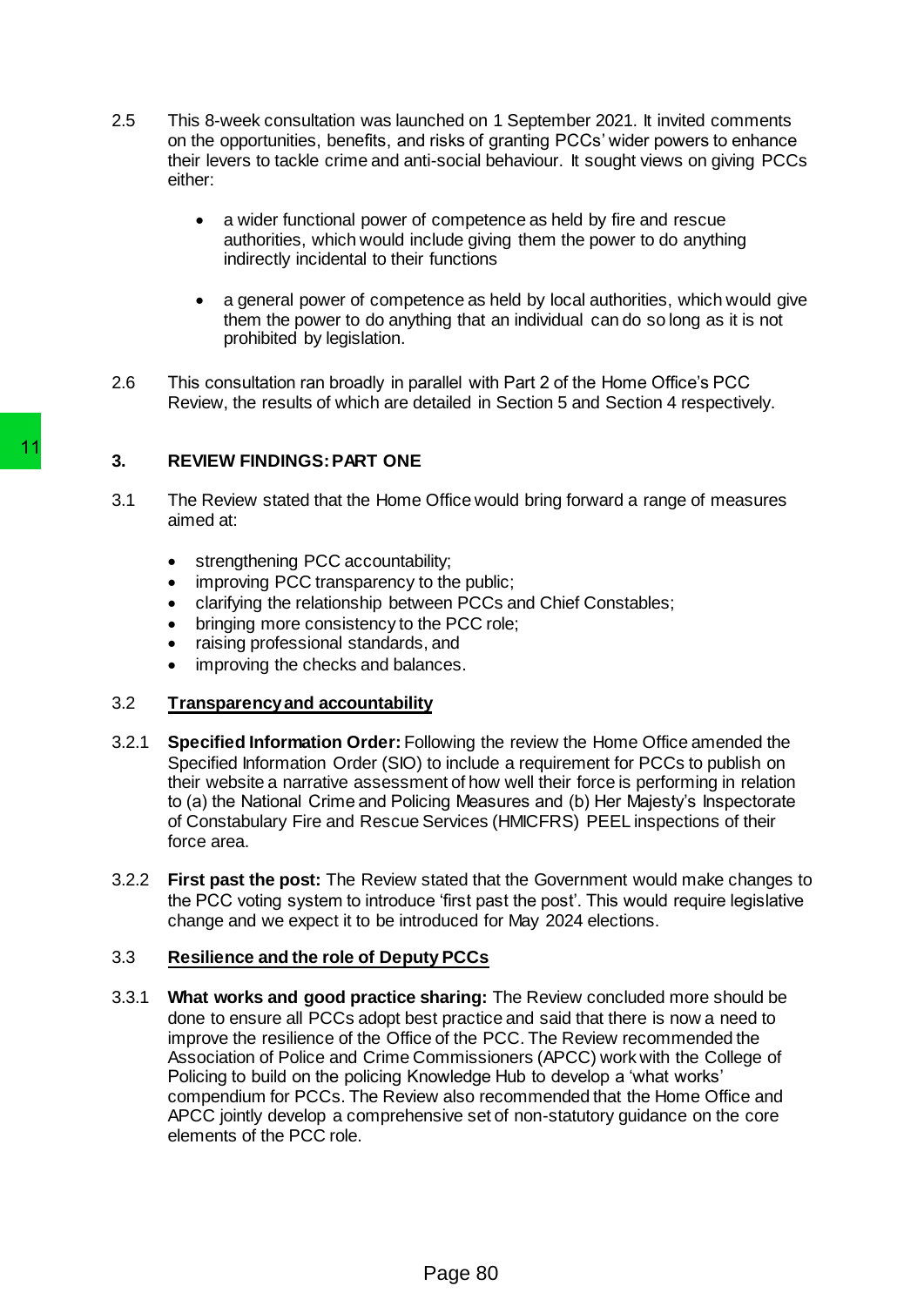2.5 This 8-week consultation was launched on 1 September 2021. It invited comments on the opportunities, benefits, and risks of granting PCCs' wider powers to enhance their levers to tackle crime and anti-social behaviour. It sought views on giving PCCs either:

- a wider functional power of competence as held by fire and rescue authorities, which would include giving them the power to do anything indirectly incidental to their functions
- a general power of competence as held by local authorities, which would give them the power to do anything that an individual can do so long as it is not prohibited by legislation.

2.6 This consultation ran broadly in parallel with Part 2 of the Home Office's PCC Review, the results of which are detailed in Section 5 and Section 4 respectively.

## 3. REVIEW FINDINGS: PART ONE

3.1 The Review stated that the Home Office would bring forward a range of measures aimed at:

- strengthening PCC accountability;
- improving PCC transparency to the public;
- clarifying the relationship between PCCs and Chief Constables;
- bringing more consistency to the PCC role;
- raising professional standards, and
- improving the checks and balances.

### 3.2 Transparency and accountability

3.2.1 **Specified Information Order:** Following the review the Home Office amended the Specified Information Order (SIO) to include a requirement for PCCs to publish on their website a narrative assessment of how well their force is performing in relation to (a) the National Crime and Policing Measures and (b) Her Majesty's Inspectorate of Constabulary Fire and Rescue Services (HMICFRS) PEEL inspections of their force area.

3.2.2 **First past the post:** The Review stated that the Government would make changes to the PCC voting system to introduce 'first past the post'. This would require legislative change and we expect it to be introduced for May 2024 elections.

### 3.3 Resilience and the role of Deputy PCCs

3.3.1 **What works and good practice sharing:** The Review concluded more should be done to ensure all PCCs adopt best practice and said that there is now a need to improve the resilience of the Office of the PCC. The Review recommended the Association of Police and Crime Commissioners (APCC) work with the College of Policing to build on the policing Knowledge Hub to develop a 'what works' compendium for PCCs. The Review also recommended that the Home Office and APCC jointly develop a comprehensive set of non-statutory guidance on the core elements of the PCC role.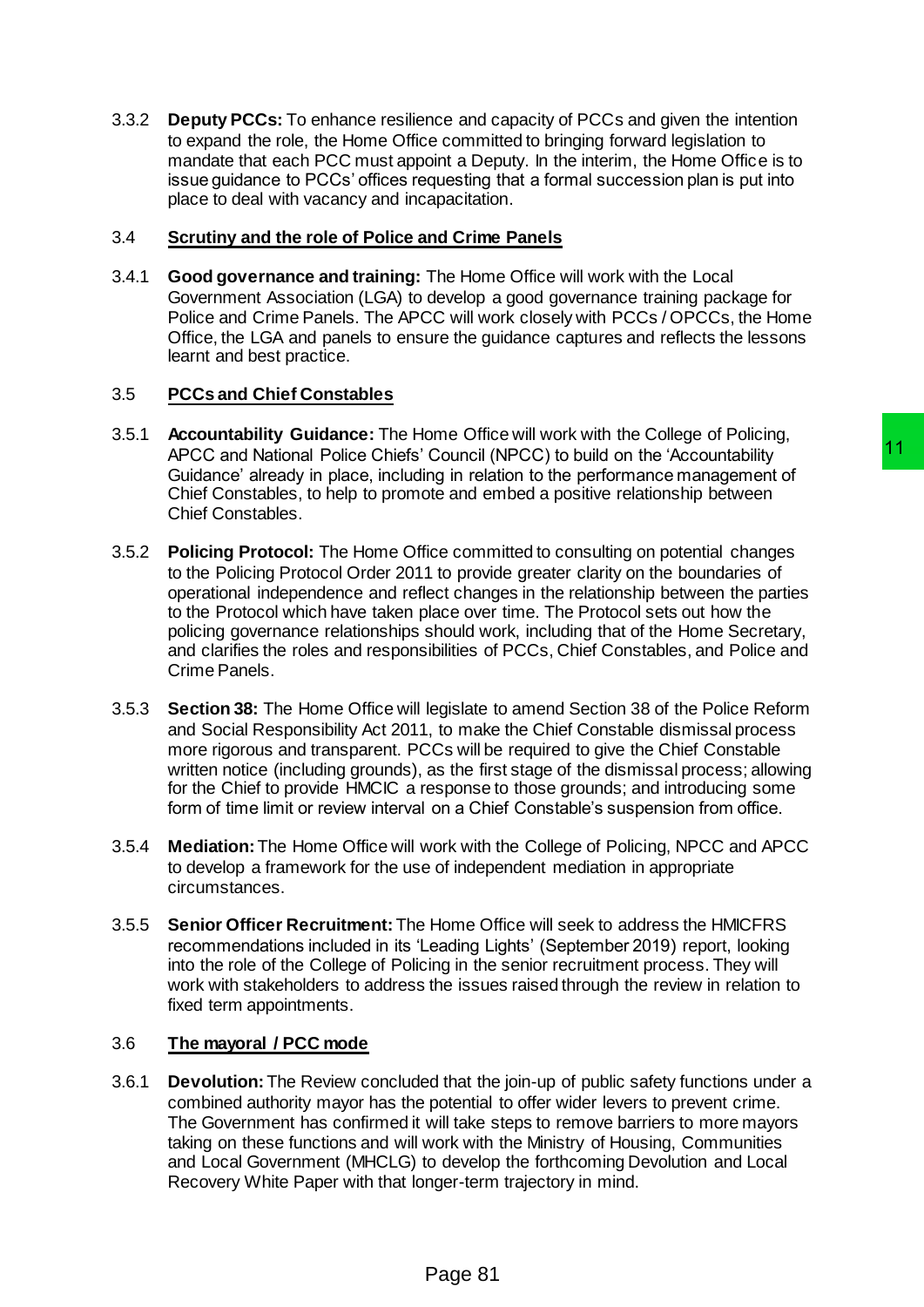3.3.2 **Deputy PCCs:** To enhance resilience and capacity of PCCs and given the intention to expand the role, the Home Office committed to bringing forward legislation to mandate that each PCC must appoint a Deputy. In the interim, the Home Office is to issue guidance to PCCs' offices requesting that a formal succession plan is put into place to deal with vacancy and incapacitation.

### 3.4 Scrutiny and the role of Police and Crime Panels

3.4.1 **Good governance and training:** The Home Office will work with the Local Government Association (LGA) to develop a good governance training package for Police and Crime Panels. The APCC will work closely with PCCs / OPCCs, the Home Office, the LGA and panels to ensure the guidance captures and reflects the lessons learnt and best practice.

### 3.5 PCCs and Chief Constables

3.5.1 **Accountability Guidance:** The Home Office will work with the College of Policing, APCC and National Police Chiefs' Council (NPCC) to build on the 'Accountability Guidance' already in place, including in relation to the performance management of Chief Constables, to help to promote and embed a positive relationship between Chief Constables.

3.5.2 **Policing Protocol:** The Home Office committed to consulting on potential changes to the Policing Protocol Order 2011 to provide greater clarity on the boundaries of operational independence and reflect changes in the relationship between the parties to the Protocol which have taken place over time. The Protocol sets out how the policing governance relationships should work, including that of the Home Secretary, and clarifies the roles and responsibilities of PCCs, Chief Constables, and Police and Crime Panels.

3.5.3 **Section 38:** The Home Office will legislate to amend Section 38 of the Police Reform and Social Responsibility Act 2011, to make the Chief Constable dismissal process more rigorous and transparent. PCCs will be required to give the Chief Constable written notice (including grounds), as the first stage of the dismissal process; allowing for the Chief to provide HMCIC a response to those grounds; and introducing some form of time limit or review interval on a Chief Constable's suspension from office.

3.5.4 **Mediation:** The Home Office will work with the College of Policing, NPCC and APCC to develop a framework for the use of independent mediation in appropriate circumstances.

3.5.5 **Senior Officer Recruitment:** The Home Office will seek to address the HMICFRS recommendations included in its 'Leading Lights' (September 2019) report, looking into the role of the College of Policing in the senior recruitment process. They will work with stakeholders to address the issues raised through the review in relation to fixed term appointments.

### 3.6 The mayoral / PCC mode

3.6.1 **Devolution:** The Review concluded that the join-up of public safety functions under a combined authority mayor has the potential to offer wider levers to prevent crime. The Government has confirmed it will take steps to remove barriers to more mayors taking on these functions and will work with the Ministry of Housing, Communities and Local Government (MHCLG) to develop the forthcoming Devolution and Local Recovery White Paper with that longer-term trajectory in mind.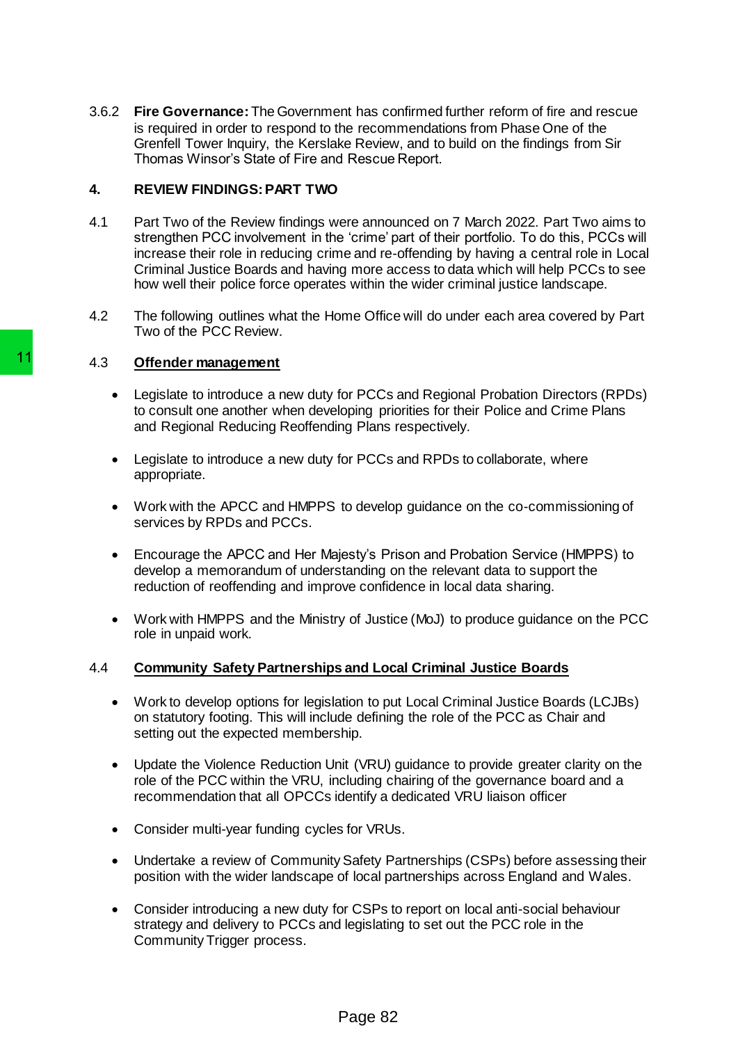3.6.2 **Fire Governance:** The Government has confirmed further reform of fire and rescue is required in order to respond to the recommendations from Phase One of the Grenfell Tower Inquiry, the Kerslake Review, and to build on the findings from Sir Thomas Winsor's State of Fire and Rescue Report.

## 4. REVIEW FINDINGS: PART TWO

4.1 Part Two of the Review findings were announced on 7 March 2022. Part Two aims to strengthen PCC involvement in the 'crime' part of their portfolio. To do this, PCCs will increase their role in reducing crime and re-offending by having a central role in Local Criminal Justice Boards and having more access to data which will help PCCs to see how well their police force operates within the wider criminal justice landscape.

4.2 The following outlines what the Home Office will do under each area covered by Part Two of the PCC Review.

4.3 **Offender management**

- Legislate to introduce a new duty for PCCs and Regional Probation Directors (RPDs) to consult one another when developing priorities for their Police and Crime Plans and Regional Reducing Reoffending Plans respectively.
- Legislate to introduce a new duty for PCCs and RPDs to collaborate, where appropriate.
- Work with the APCC and HMPPS to develop guidance on the co-commissioning of services by RPDs and PCCs.
- Encourage the APCC and Her Majesty's Prison and Probation Service (HMPPS) to develop a memorandum of understanding on the relevant data to support the reduction of reoffending and improve confidence in local data sharing.
- Work with HMPPS and the Ministry of Justice (MoJ) to produce guidance on the PCC role in unpaid work.

4.4 **Community Safety Partnerships and Local Criminal Justice Boards**

- Work to develop options for legislation to put Local Criminal Justice Boards (LCJBs) on statutory footing. This will include defining the role of the PCC as Chair and setting out the expected membership.
- Update the Violence Reduction Unit (VRU) guidance to provide greater clarity on the role of the PCC within the VRU, including chairing of the governance board and a recommendation that all OPCCs identify a dedicated VRU liaison officer
- Consider multi-year funding cycles for VRUs.
- Undertake a review of Community Safety Partnerships (CSPs) before assessing their position with the wider landscape of local partnerships across England and Wales.
- Consider introducing a new duty for CSPs to report on local anti-social behaviour strategy and delivery to PCCs and legislating to set out the PCC role in the Community Trigger process.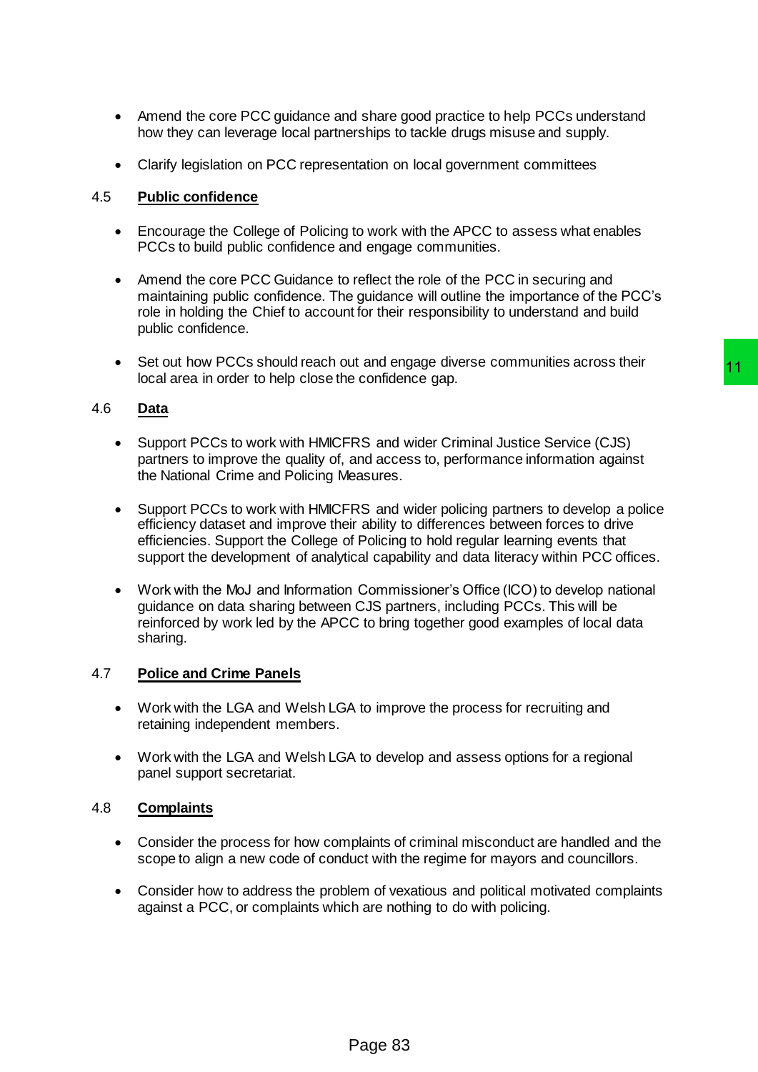- Amend the core PCC guidance and share good practice to help PCCs understand how they can leverage local partnerships to tackle drugs misuse and supply.

- Clarify legislation on PCC representation on local government committees

4.5 **Public confidence**

- Encourage the College of Policing to work with the APCC to assess what enables PCCs to build public confidence and engage communities.

- Amend the core PCC Guidance to reflect the role of the PCC in securing and maintaining public confidence. The guidance will outline the importance of the PCC's role in holding the Chief to account for their responsibility to understand and build public confidence.

- Set out how PCCs should reach out and engage diverse communities across their local area in order to help close the confidence gap.

4.6 **Data**

- Support PCCs to work with HMICFRS and wider Criminal Justice Service (CJS) partners to improve the quality of, and access to, performance information against the National Crime and Policing Measures.

- Support PCCs to work with HMICFRS and wider policing partners to develop a police efficiency dataset and improve their ability to differences between forces to drive efficiencies. Support the College of Policing to hold regular learning events that support the development of analytical capability and data literacy within PCC offices.

- Work with the MoJ and Information Commissioner's Office (ICO) to develop national guidance on data sharing between CJS partners, including PCCs. This will be reinforced by work led by the APCC to bring together good examples of local data sharing.

4.7 **Police and Crime Panels**

- Work with the LGA and Welsh LGA to improve the process for recruiting and retaining independent members.

- Work with the LGA and Welsh LGA to develop and assess options for a regional panel support secretariat.

4.8 **Complaints**

- Consider the process for how complaints of criminal misconduct are handled and the scope to align a new code of conduct with the regime for mayors and councillors.

- Consider how to address the problem of vexatious and political motivated complaints against a PCC, or complaints which are nothing to do with policing.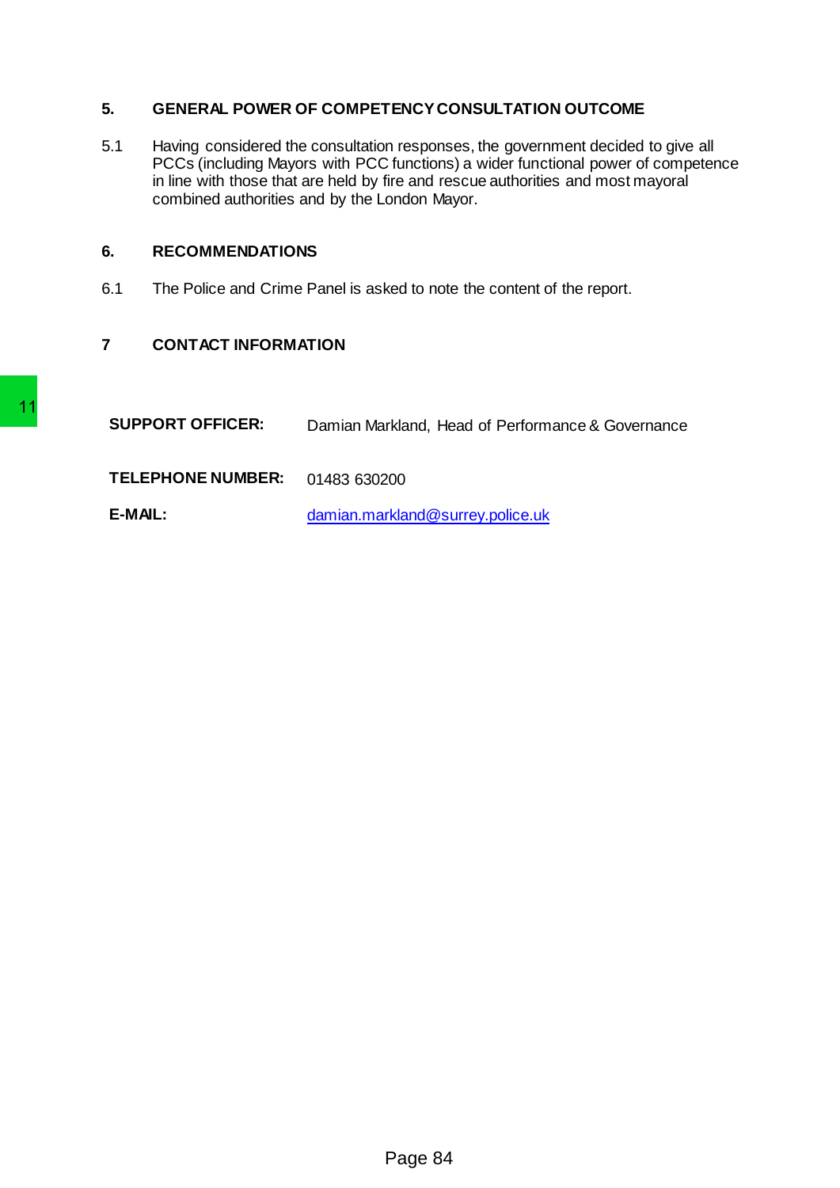## 5. GENERAL POWER OF COMPETENCY CONSULTATION OUTCOME

5.1 Having considered the consultation responses, the government decided to give all PCCs (including Mayors with PCC functions) a wider functional power of competence in line with those that are held by fire and rescue authorities and most mayoral combined authorities and by the London Mayor.

## 6. RECOMMENDATIONS

6.1 The Police and Crime Panel is asked to note the content of the report.

## 7 CONTACT INFORMATION

| | |
|---|---|
| **SUPPORT OFFICER:** | Damian Markland, Head of Performance & Governance |
| **TELEPHONE NUMBER:** | 01483 630200 |
| **E-MAIL:** | damian.markland@surrey.police.uk |